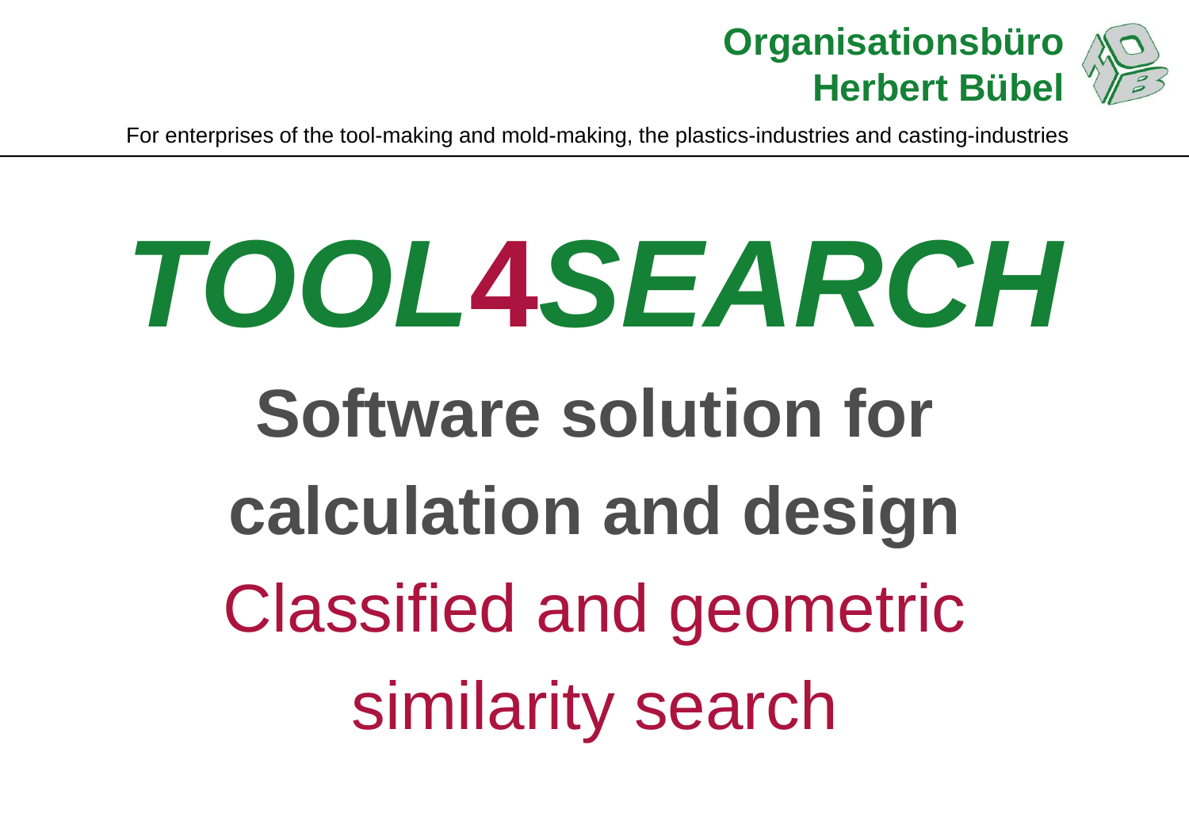**Organisationsbüro**
**Herbert Bübel**

For enterprises of the tool-making and mold-making, the plastics-industries and casting-industries

# *TOOL4SEARCH*

## Software solution for calculation and design

## Classified and geometric similarity search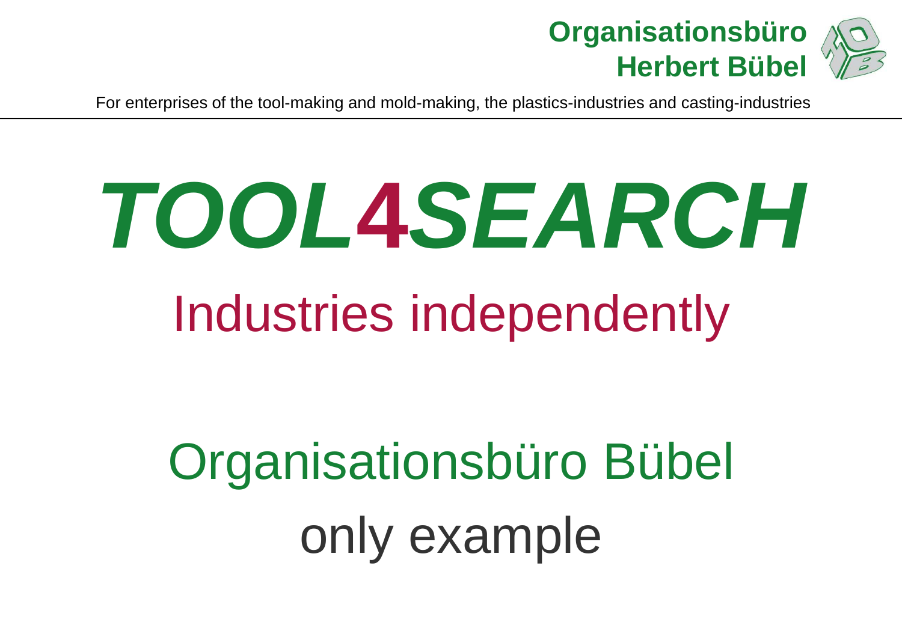**Organisationsbüro**
**Herbert Bübel**

For enterprises of the tool-making and mold-making, the plastics-industries and casting-industries

# *TOOL4SEARCH*

## Industries independently

## Organisationsbüro Bübel

## only example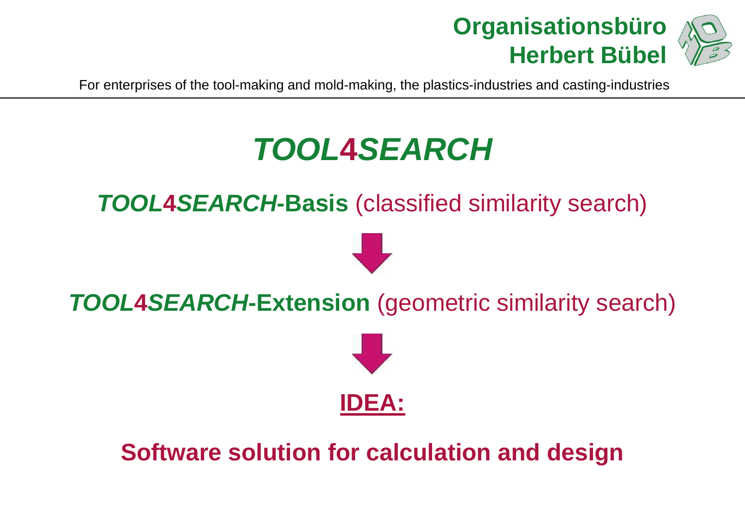# *TOOL4SEARCH*

## ***TOOL4SEARCH*-Basis** (classified similarity search)

↓

## ***TOOL4SEARCH*-Extension** (geometric similarity search)

↓

## **IDEA:**

## **Software solution for calculation and design**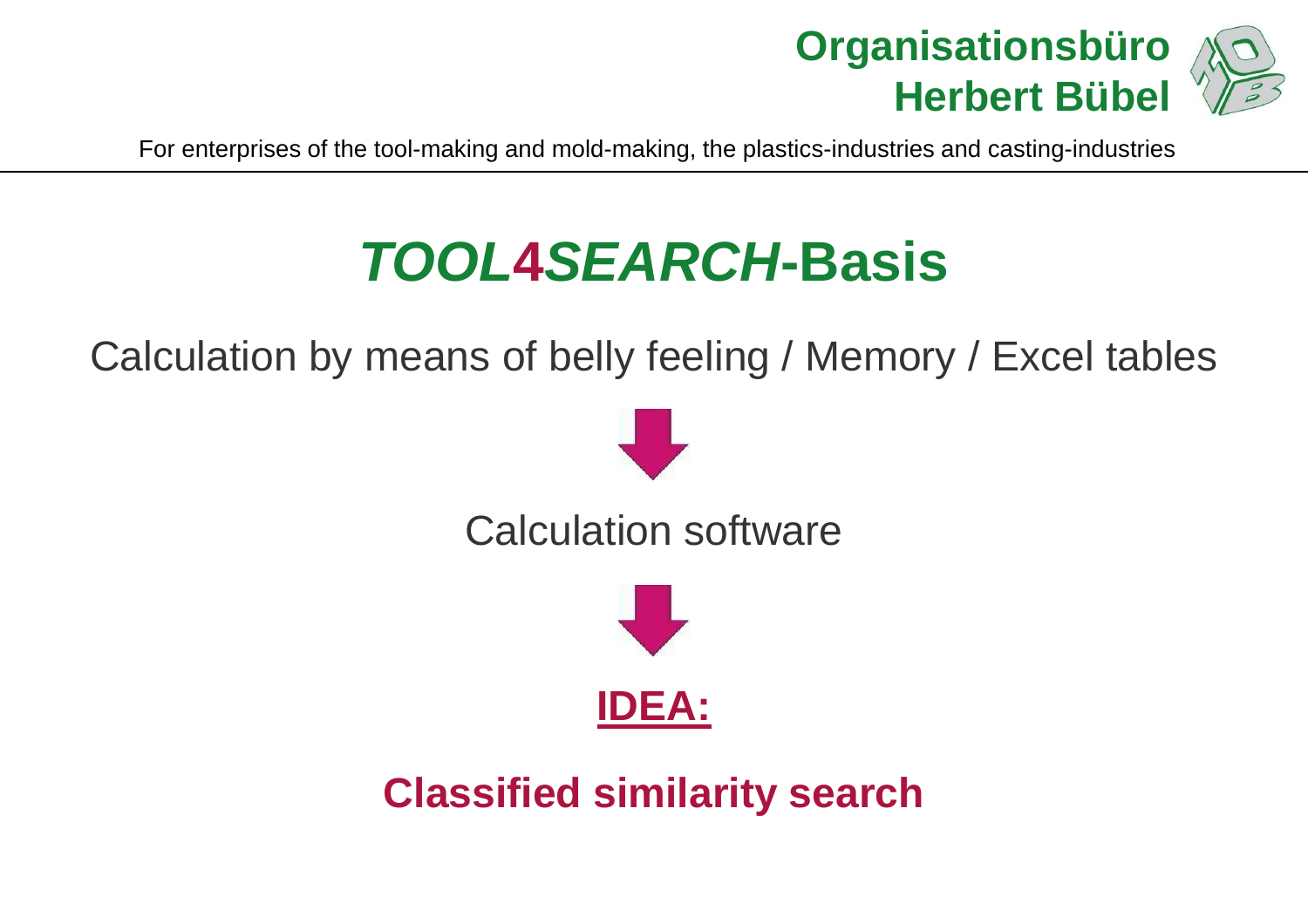# *TOOL4SEARCH*-Basis

Calculation by means of belly feeling / Memory / Excel tables

↓

Calculation software

↓

**IDEA:**

**Classified similarity search**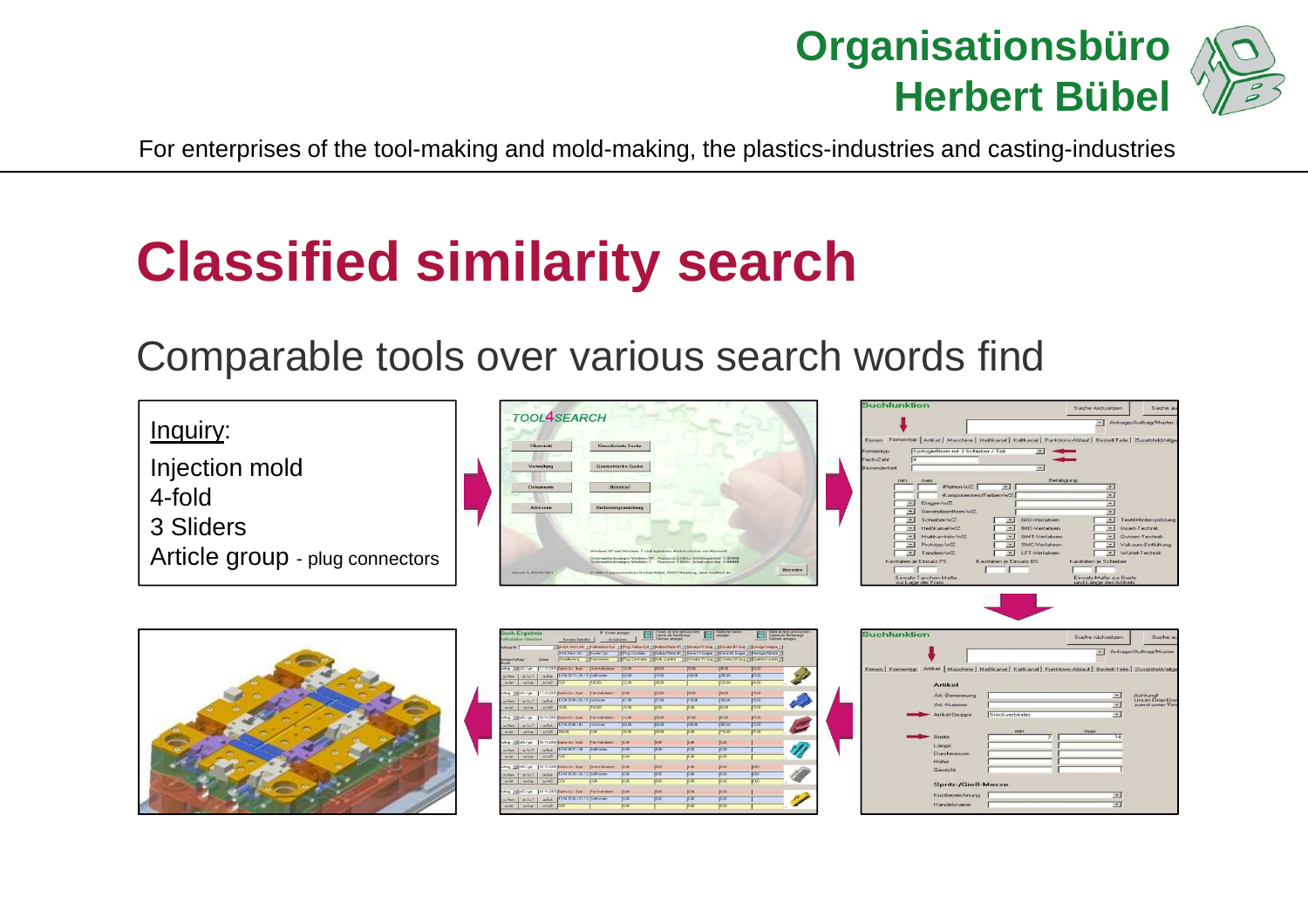Organisationsbüro
Herbert Bübel

For enterprises of the tool-making and mold-making, the plastics-industries and casting-industries

# Classified similarity search

## Comparable tools over various search words find

Inquiry:

Injection mold
4-fold
3 Sliders
Article group - plug connectors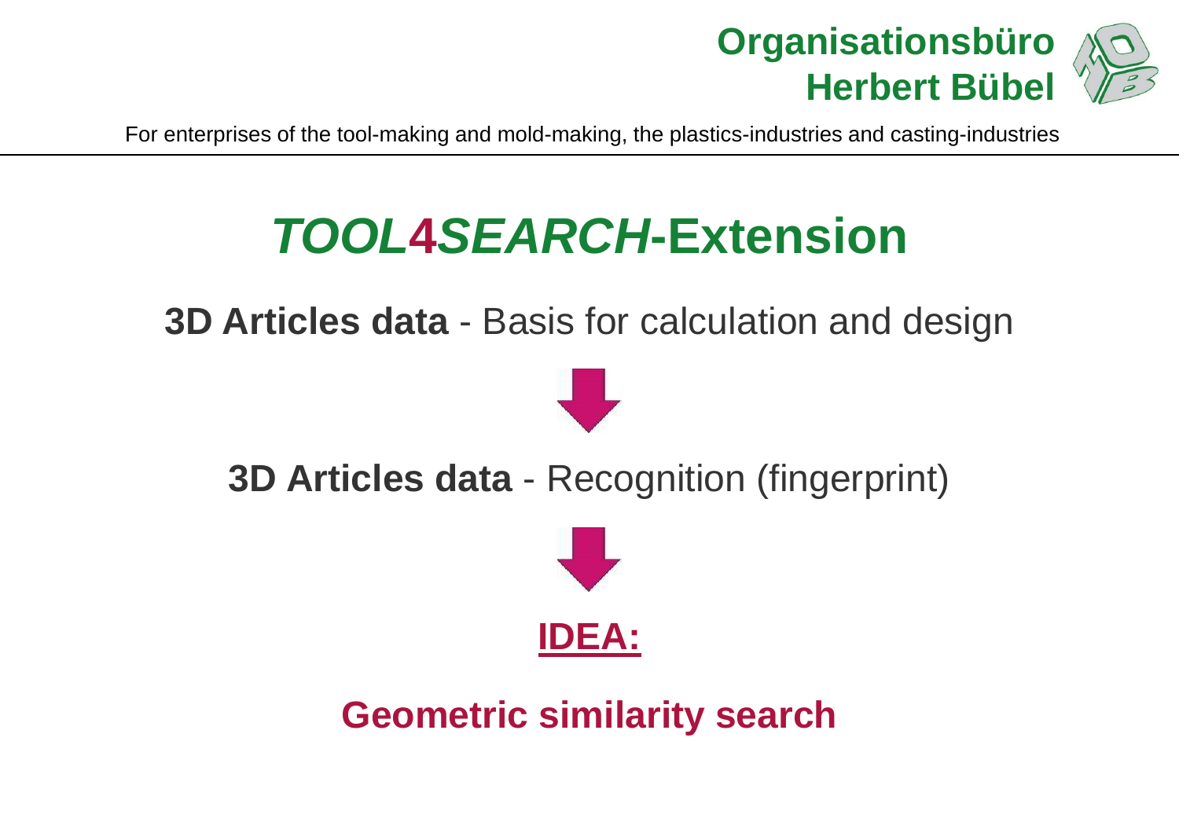# *TOOL4SEARCH*-Extension

**3D Articles data** - Basis for calculation and design

↓

**3D Articles data** - Recognition (fingerprint)

↓

**IDEA:**

**Geometric similarity search**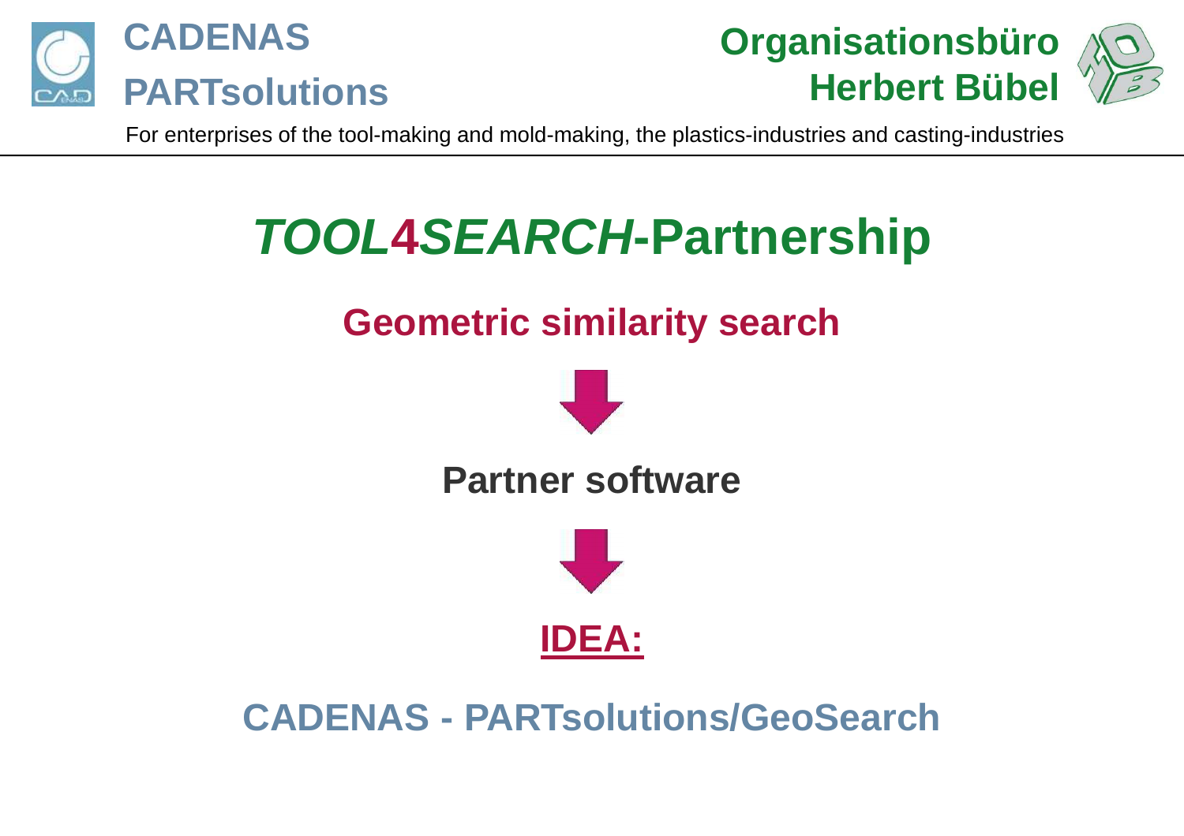# *TOOL4SEARCH*-Partnership

## Geometric similarity search

↓

**Partner software**

↓

**IDEA:**

## CADENAS - PARTsolutions/GeoSearch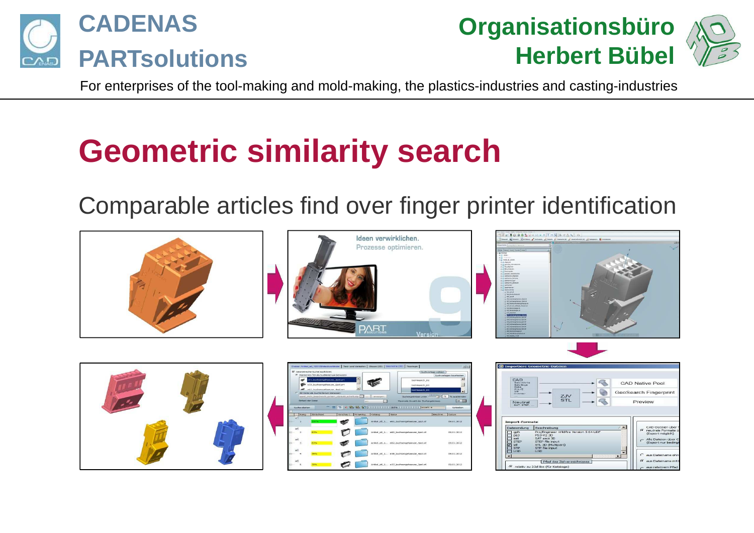# Geometric similarity search

## Comparable articles find over finger printer identification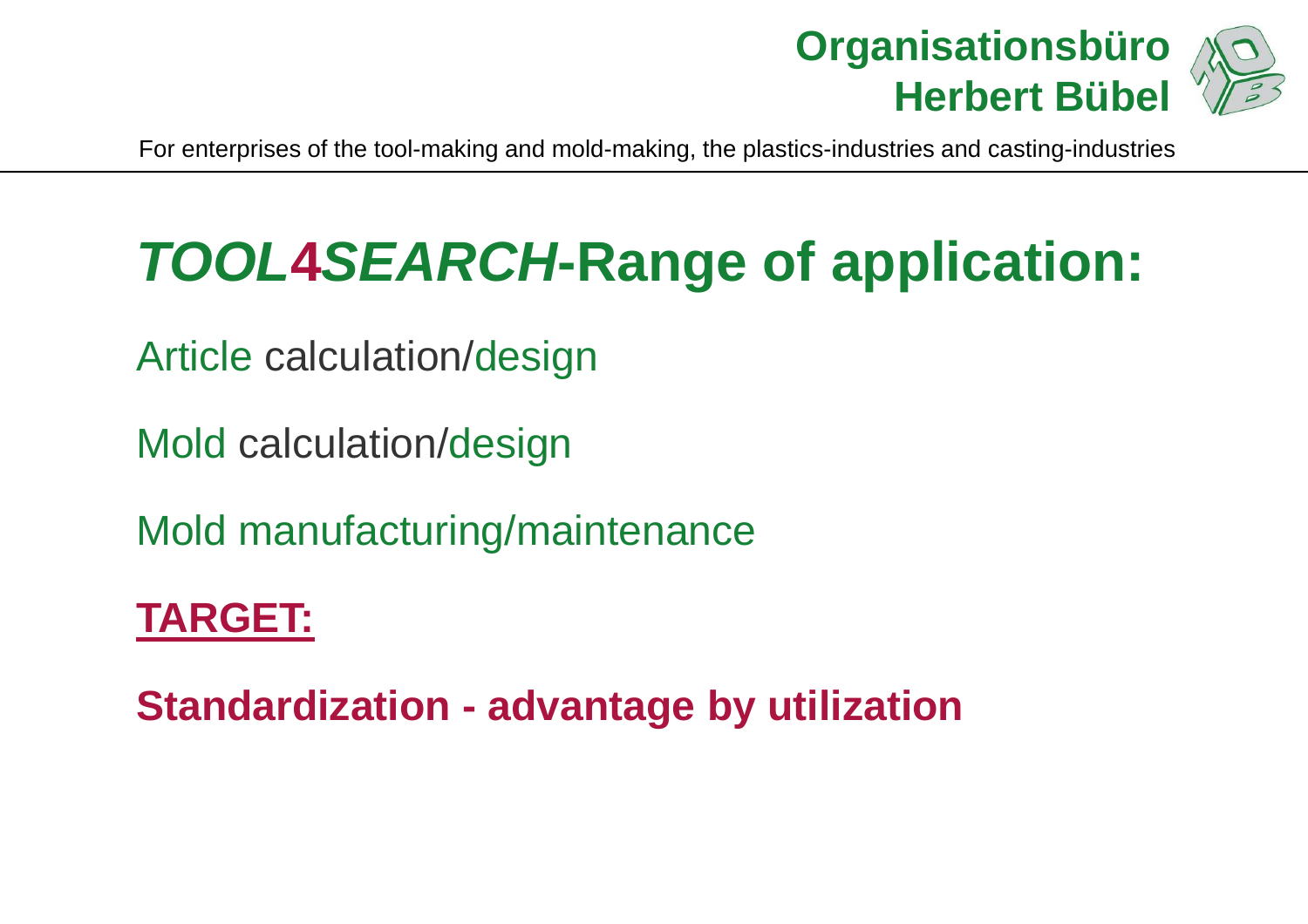# *TOOL4SEARCH*-Range of application:

Article calculation/design

Mold calculation/design

Mold manufacturing/maintenance

**TARGET:**

**Standardization - advantage by utilization**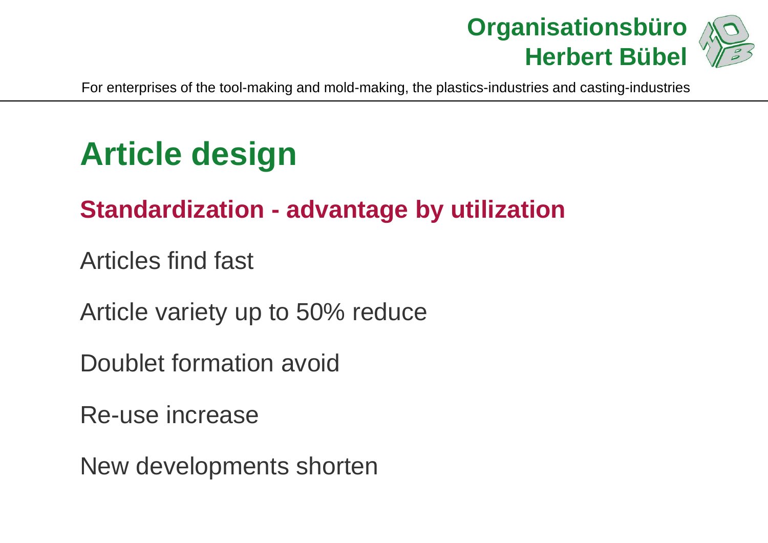# Article design

## Standardization - advantage by utilization

Articles find fast

Article variety up to 50% reduce

Doublet formation avoid

Re-use increase

New developments shorten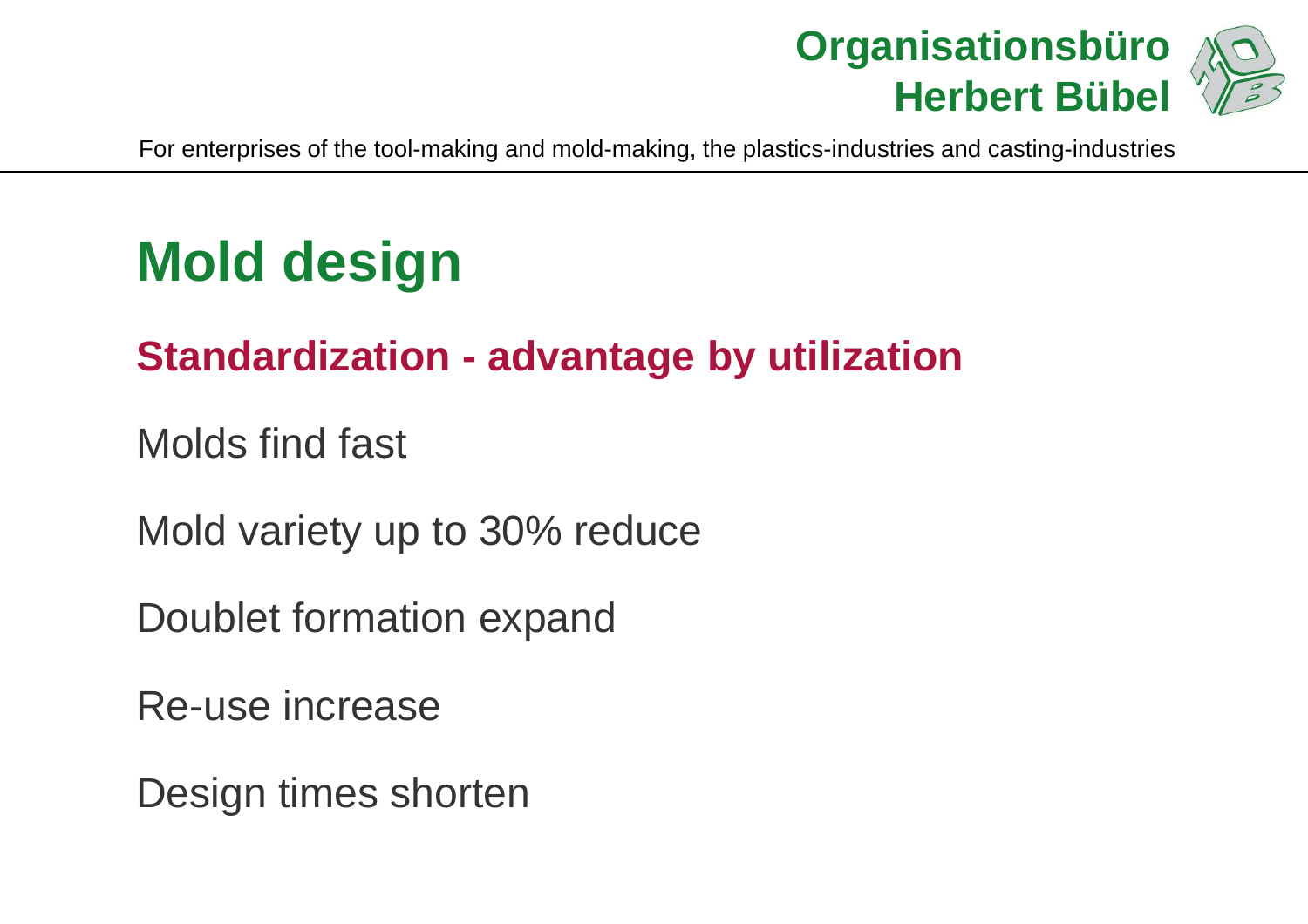# Mold design

## Standardization - advantage by utilization

Molds find fast

Mold variety up to 30% reduce

Doublet formation expand

Re-use increase

Design times shorten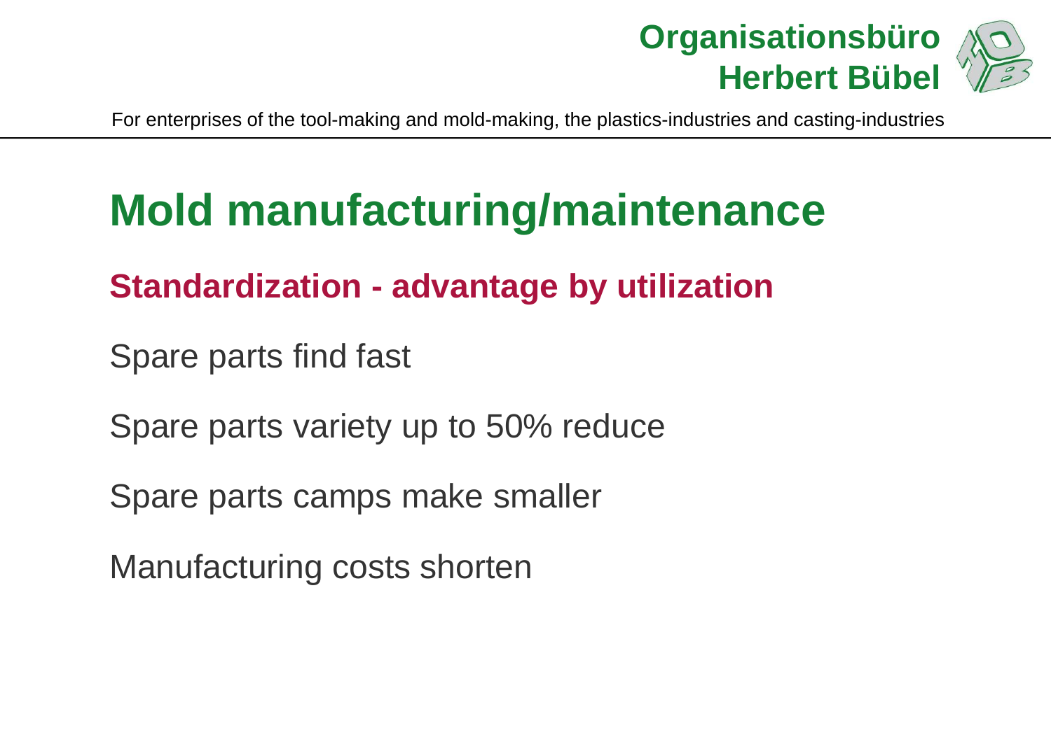# Mold manufacturing/maintenance

## Standardization - advantage by utilization

Spare parts find fast

Spare parts variety up to 50% reduce

Spare parts camps make smaller

Manufacturing costs shorten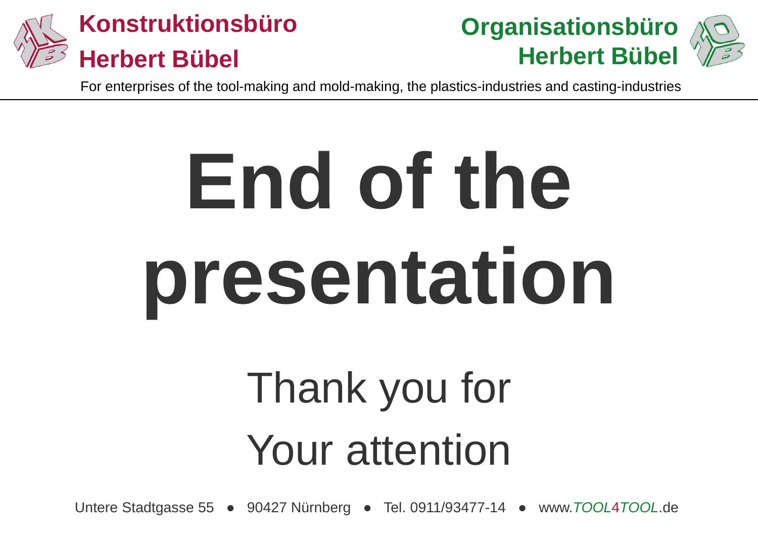# End of the presentation

## Thank you for Your attention